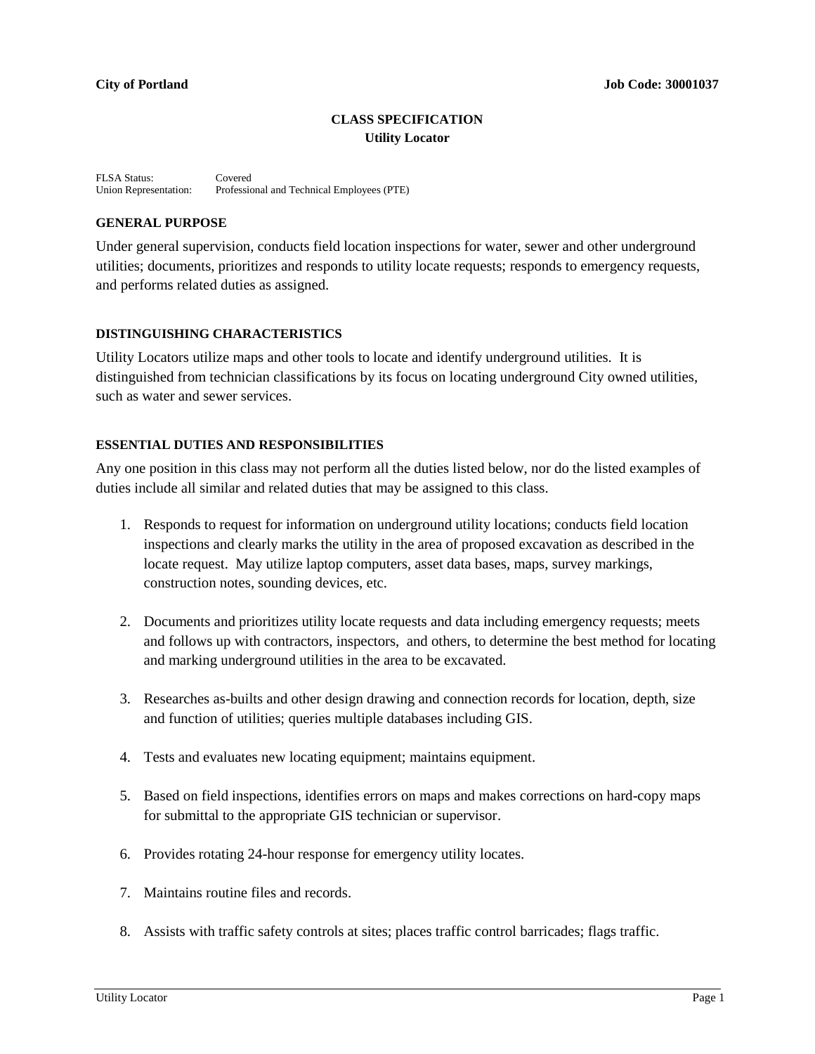**City of Portland** **Job Code: 30001037**

# CLASS SPECIFICATION
## Utility Locator

FLSA Status: Covered
Union Representation: Professional and Technical Employees (PTE)

### GENERAL PURPOSE

Under general supervision, conducts field location inspections for water, sewer and other underground utilities; documents, prioritizes and responds to utility locate requests; responds to emergency requests, and performs related duties as assigned.

### DISTINGUISHING CHARACTERISTICS

Utility Locators utilize maps and other tools to locate and identify underground utilities. It is distinguished from technician classifications by its focus on locating underground City owned utilities, such as water and sewer services.

### ESSENTIAL DUTIES AND RESPONSIBILITIES

Any one position in this class may not perform all the duties listed below, nor do the listed examples of duties include all similar and related duties that may be assigned to this class.

1. Responds to request for information on underground utility locations; conducts field location inspections and clearly marks the utility in the area of proposed excavation as described in the locate request. May utilize laptop computers, asset data bases, maps, survey markings, construction notes, sounding devices, etc.

2. Documents and prioritizes utility locate requests and data including emergency requests; meets and follows up with contractors, inspectors, and others, to determine the best method for locating and marking underground utilities in the area to be excavated.

3. Researches as-builts and other design drawing and connection records for location, depth, size and function of utilities; queries multiple databases including GIS.

4. Tests and evaluates new locating equipment; maintains equipment.

5. Based on field inspections, identifies errors on maps and makes corrections on hard-copy maps for submittal to the appropriate GIS technician or supervisor.

6. Provides rotating 24-hour response for emergency utility locates.

7. Maintains routine files and records.

8. Assists with traffic safety controls at sites; places traffic control barricades; flags traffic.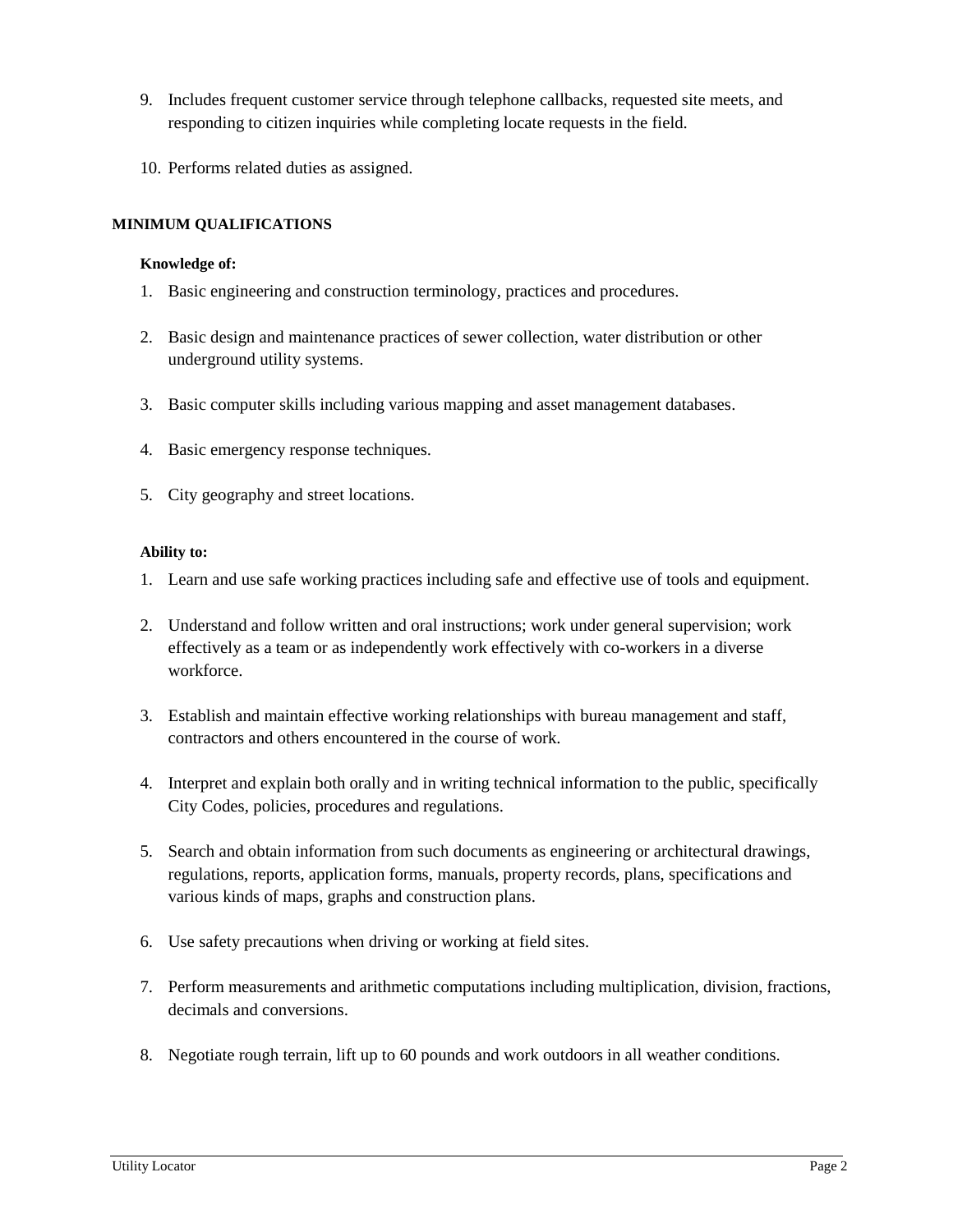9. Includes frequent customer service through telephone callbacks, requested site meets, and responding to citizen inquiries while completing locate requests in the field.

10. Performs related duties as assigned.

## MINIMUM QUALIFICATIONS

**Knowledge of:**

1. Basic engineering and construction terminology, practices and procedures.

2. Basic design and maintenance practices of sewer collection, water distribution or other underground utility systems.

3. Basic computer skills including various mapping and asset management databases.

4. Basic emergency response techniques.

5. City geography and street locations.

**Ability to:**

1. Learn and use safe working practices including safe and effective use of tools and equipment.

2. Understand and follow written and oral instructions; work under general supervision; work effectively as a team or as independently work effectively with co-workers in a diverse workforce.

3. Establish and maintain effective working relationships with bureau management and staff, contractors and others encountered in the course of work.

4. Interpret and explain both orally and in writing technical information to the public, specifically City Codes, policies, procedures and regulations.

5. Search and obtain information from such documents as engineering or architectural drawings, regulations, reports, application forms, manuals, property records, plans, specifications and various kinds of maps, graphs and construction plans.

6. Use safety precautions when driving or working at field sites.

7. Perform measurements and arithmetic computations including multiplication, division, fractions, decimals and conversions.

8. Negotiate rough terrain, lift up to 60 pounds and work outdoors in all weather conditions.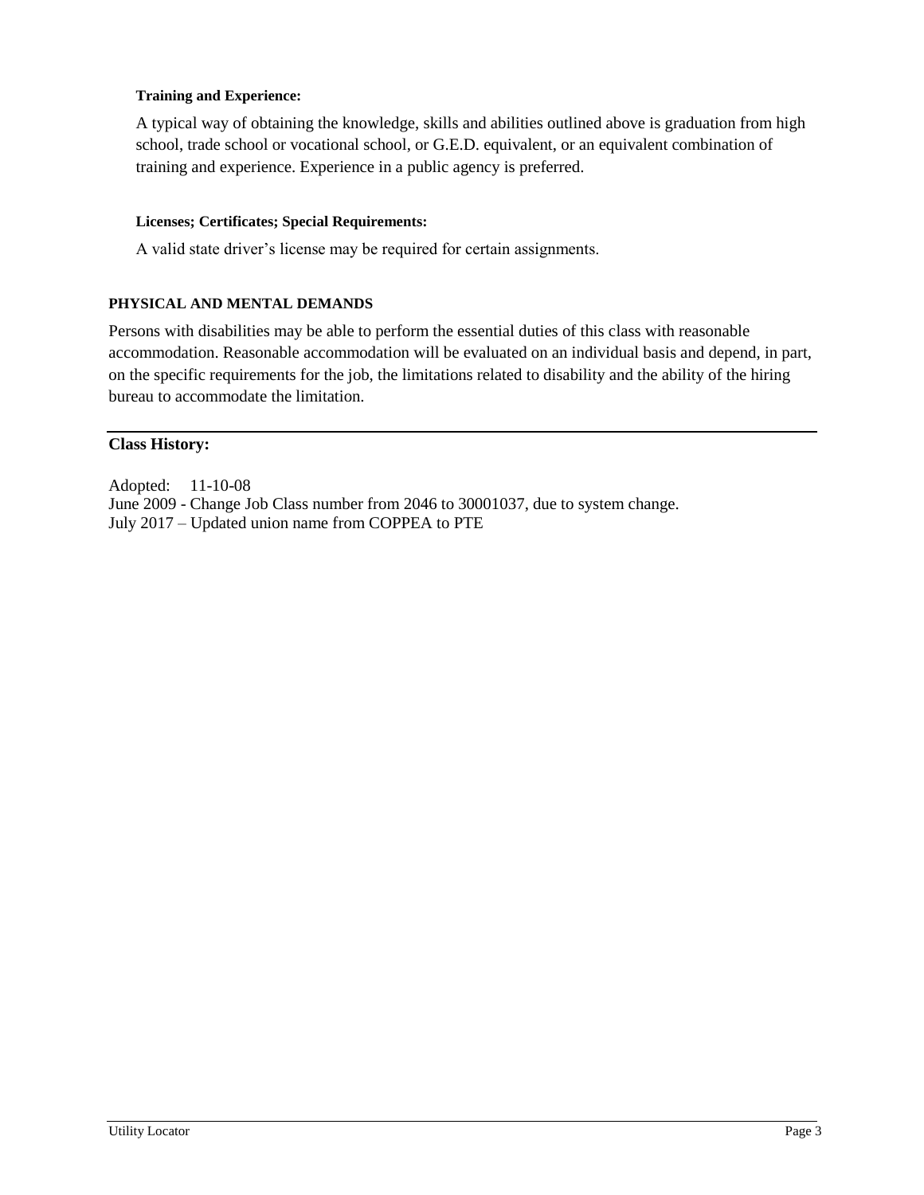#### Training and Experience:

A typical way of obtaining the knowledge, skills and abilities outlined above is graduation from high school, trade school or vocational school, or G.E.D. equivalent, or an equivalent combination of training and experience. Experience in a public agency is preferred.

#### Licenses; Certificates; Special Requirements:

A valid state driver's license may be required for certain assignments.

### PHYSICAL AND MENTAL DEMANDS

Persons with disabilities may be able to perform the essential duties of this class with reasonable accommodation. Reasonable accommodation will be evaluated on an individual basis and depend, in part, on the specific requirements for the job, the limitations related to disability and the ability of the hiring bureau to accommodate the limitation.

---

### Class History:

Adopted: 11-10-08
June 2009 - Change Job Class number from 2046 to 30001037, due to system change.
July 2017 – Updated union name from COPPEA to PTE